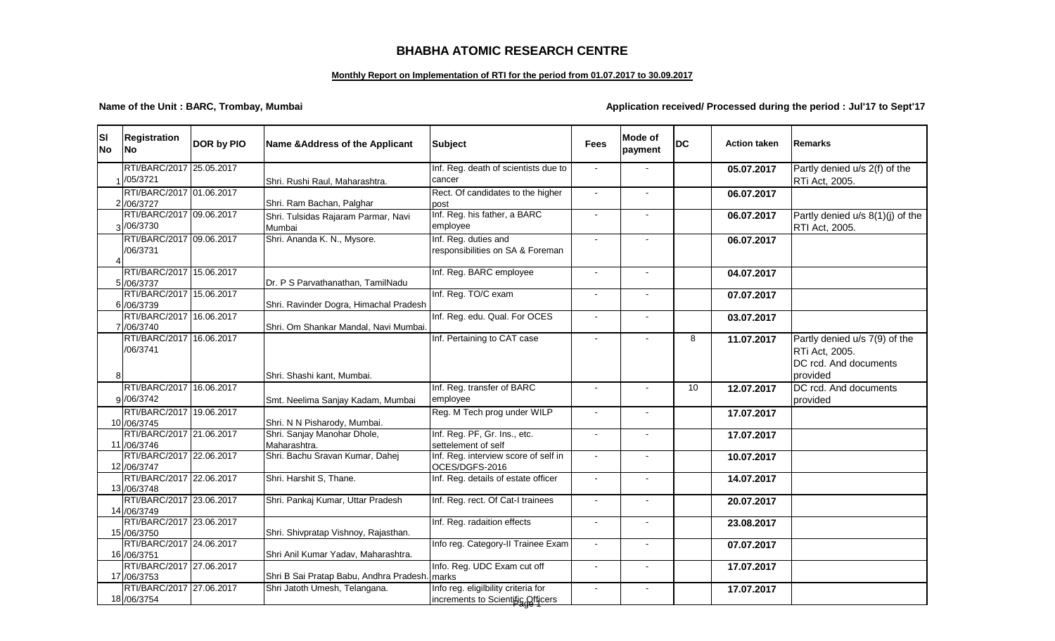# BHABHA ATOMIC RESEARCH CENTRE

**Monthly Report on Implementation of RTI for the period from 01.07.2017 to 30.09.2017**

**Name of the Unit : BARC, Trombay, Mumbai** | **Application received/ Processed during the period : Jul'17 to Sept'17**

| Sl No | Registration No | DOR by PIO | Name &Address of the Applicant | Subject | Fees | Mode of payment | DC | Action taken | Remarks |
|---|---|---|---|---|---|---|---|---|---|
| 1 | RTI/BARC/2017 /05/3721 | 25.05.2017 | Shri. Rushi Raul, Maharashtra. | Inf. Reg. death of scientists due to cancer | - | - | | **05.07.2017** | Partly denied u/s 2(f) of the RTi Act, 2005. |
| 2 | RTI/BARC/2017 /06/3727 | 01.06.2017 | Shri. Ram Bachan, Palghar | Rect. Of candidates to the higher post | - | - | | **06.07.2017** | |
| 3 | RTI/BARC/2017 /06/3730 | 09.06.2017 | Shri. Tulsidas Rajaram Parmar, Navi Mumbai | Inf. Reg. his father, a BARC employee | - | - | | **06.07.2017** | Partly denied u/s 8(1)(j) of the RTI Act, 2005. |
| 4 | RTI/BARC/2017 /06/3731 | 09.06.2017 | Shri. Ananda K. N., Mysore. | Inf. Reg. duties and responsibilities on SA & Foreman | - | - | | **06.07.2017** | |
| 5 | RTI/BARC/2017 /06/3737 | 15.06.2017 | Dr. P S Parvathanathan, TamilNadu | Inf. Reg. BARC employee | - | - | | **04.07.2017** | |
| 6 | RTI/BARC/2017 /06/3739 | 15.06.2017 | Shri. Ravinder Dogra, Himachal Pradesh | Inf. Reg. TO/C exam | - | - | | **07.07.2017** | |
| 7 | RTI/BARC/2017 /06/3740 | 16.06.2017 | Shri. Om Shankar Mandal, Navi Mumbai. | Inf. Reg. edu. Qual. For OCES | - | - | | **03.07.2017** | |
| 8 | RTI/BARC/2017 /06/3741 | 16.06.2017 | Shri. Shashi kant, Mumbai. | Inf. Pertaining to CAT case | - | - | 8 | **11.07.2017** | Partly denied u/s 7(9) of the RTi Act, 2005. DC rcd. And documents provided |
| 9 | RTI/BARC/2017 /06/3742 | 16.06.2017 | Smt. Neelima Sanjay Kadam, Mumbai | Inf. Reg. transfer of BARC employee | - | - | 10 | **12.07.2017** | DC rcd. And documents provided |
| 10 | RTI/BARC/2017 /06/3745 | 19.06.2017 | Shri. N N Pisharody, Mumbai. | Reg. M Tech prog under WILP | - | - | | **17.07.2017** | |
| 11 | RTI/BARC/2017 /06/3746 | 21.06.2017 | Shri. Sanjay Manohar Dhole, Maharashtra. | Inf. Reg. PF, Gr. Ins., etc. settelement of self | - | - | | **17.07.2017** | |
| 12 | RTI/BARC/2017 /06/3747 | 22.06.2017 | Shri. Bachu Sravan Kumar, Dahej | Inf. Reg. interview score of self in OCES/DGFS-2016 | - | - | | **10.07.2017** | |
| 13 | RTI/BARC/2017 /06/3748 | 22.06.2017 | Shri. Harshit S, Thane. | Inf. Reg. details of estate officer | - | - | | **14.07.2017** | |
| 14 | RTI/BARC/2017 /06/3749 | 23.06.2017 | Shri. Pankaj Kumar, Uttar Pradesh | Inf. Reg. rect. Of Cat-I trainees | - | - | | **20.07.2017** | |
| 15 | RTI/BARC/2017 /06/3750 | 23.06.2017 | Shri. Shivpratap Vishnoy, Rajasthan. | Inf. Reg. radaition effects | - | - | | **23.08.2017** | |
| 16 | RTI/BARC/2017 /06/3751 | 24.06.2017 | Shri Anil Kumar Yadav, Maharashtra. | Info reg. Category-II Trainee Exam | - | - | | **07.07.2017** | |
| 17 | RTI/BARC/2017 /06/3753 | 27.06.2017 | Shri B Sai Pratap Babu, Andhra Pradesh. | Info. Reg. UDC Exam cut off marks | - | - | | **17.07.2017** | |
| 18 | RTI/BARC/2017 /06/3754 | 27.06.2017 | Shri Jatoth Umesh, Telangana. | Info reg. eligilbility criteria for increments to Scientific Officers | - | - | | **17.07.2017** | |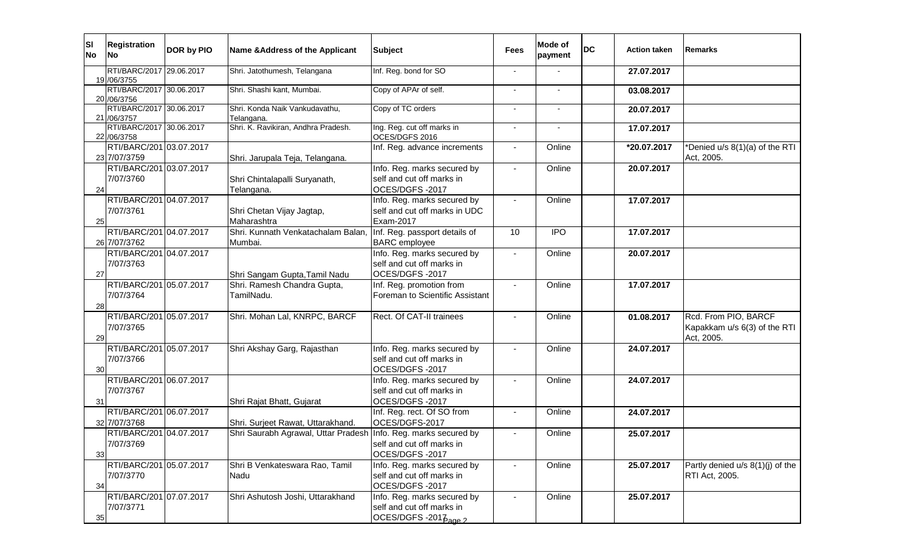| Sl No | Registration No | DOR by PIO | Name &Address of the Applicant | Subject | Fees | Mode of payment | DC | Action taken | Remarks |
|---|---|---|---|---|---|---|---|---|---|
| 19 | RTI/BARC/2017/06/3755 | 29.06.2017 | Shri. Jatothumesh, Telangana | Inf. Reg. bond for SO | - | - | | 27.07.2017 | |
| 20 | RTI/BARC/2017/06/3756 | 30.06.2017 | Shri. Shashi kant, Mumbai. | Copy of APAr of self. | - | - | | 03.08.2017 | |
| 21 | RTI/BARC/2017/06/3757 | 30.06.2017 | Shri. Konda Naik Vankudavathu, Telangana. | Copy of TC orders | - | - | | 20.07.2017 | |
| 22 | RTI/BARC/2017/06/3758 | 30.06.2017 | Shri. K. Ravikiran, Andhra Pradesh. | Ing. Reg. cut off marks in OCES/DGFS 2016 | - | - | | 17.07.2017 | |
| 23 | RTI/BARC/2017/07/3759 | 03.07.2017 | Shri. Jarupala Teja, Telangana. | Inf. Reg. advance increments | - | Online | | *20.07.2017 | *Denied u/s 8(1)(a) of the RTI Act, 2005. |
| 24 | RTI/BARC/2017/07/3760 | 03.07.2017 | Shri Chintalapalli Suryanath, Telangana. | Info. Reg. marks secured by self and cut off marks in OCES/DGFS -2017 | - | Online | | 20.07.2017 | |
| 25 | RTI/BARC/2017/07/3761 | 04.07.2017 | Shri Chetan Vijay Jagtap, Maharashtra | Info. Reg. marks secured by self and cut off marks in UDC Exam-2017 | - | Online | | 17.07.2017 | |
| 26 | RTI/BARC/2017/07/3762 | 04.07.2017 | Shri. Kunnath Venkatachalam Balan, Mumbai. | Inf. Reg. passport details of BARC employee | 10 | IPO | | 17.07.2017 | |
| 27 | RTI/BARC/2017/07/3763 | 04.07.2017 | Shri Sangam Gupta,Tamil Nadu | Info. Reg. marks secured by self and cut off marks in OCES/DGFS -2017 | - | Online | | 20.07.2017 | |
| 28 | RTI/BARC/2017/07/3764 | 05.07.2017 | Shri. Ramesh Chandra Gupta, TamilNadu. | Inf. Reg. promotion from Foreman to Scientific Assistant | - | Online | | 17.07.2017 | |
| 29 | RTI/BARC/2017/07/3765 | 05.07.2017 | Shri. Mohan Lal, KNRPC, BARCF | Rect. Of CAT-II trainees | - | Online | | 01.08.2017 | Rcd. From PIO, BARCF Kapakkam u/s 6(3) of the RTI Act, 2005. |
| 30 | RTI/BARC/2017/07/3766 | 05.07.2017 | Shri Akshay Garg, Rajasthan | Info. Reg. marks secured by self and cut off marks in OCES/DGFS -2017 | - | Online | | 24.07.2017 | |
| 31 | RTI/BARC/2017/07/3767 | 06.07.2017 | Shri Rajat Bhatt, Gujarat | Info. Reg. marks secured by self and cut off marks in OCES/DGFS -2017 | - | Online | | 24.07.2017 | |
| 32 | RTI/BARC/2017/07/3768 | 06.07.2017 | Shri. Surjeet Rawat, Uttarakhand. | Inf. Reg. rect. Of SO from OCES/DGFS-2017 | - | Online | | 24.07.2017 | |
| 33 | RTI/BARC/2017/07/3769 | 04.07.2017 | Shri Saurabh Agrawal, Uttar Pradesh | Info. Reg. marks secured by self and cut off marks in OCES/DGFS -2017 | - | Online | | 25.07.2017 | |
| 34 | RTI/BARC/2017/07/3770 | 05.07.2017 | Shri B Venkateswara Rao, Tamil Nadu | Info. Reg. marks secured by self and cut off marks in OCES/DGFS -2017 | - | Online | | 25.07.2017 | Partly denied u/s 8(1)(j) of the RTI Act, 2005. |
| 35 | RTI/BARC/2017/07/3771 | 07.07.2017 | Shri Ashutosh Joshi, Uttarakhand | Info. Reg. marks secured by self and cut off marks in OCES/DGFS -2017 | - | Online | | 25.07.2017 | |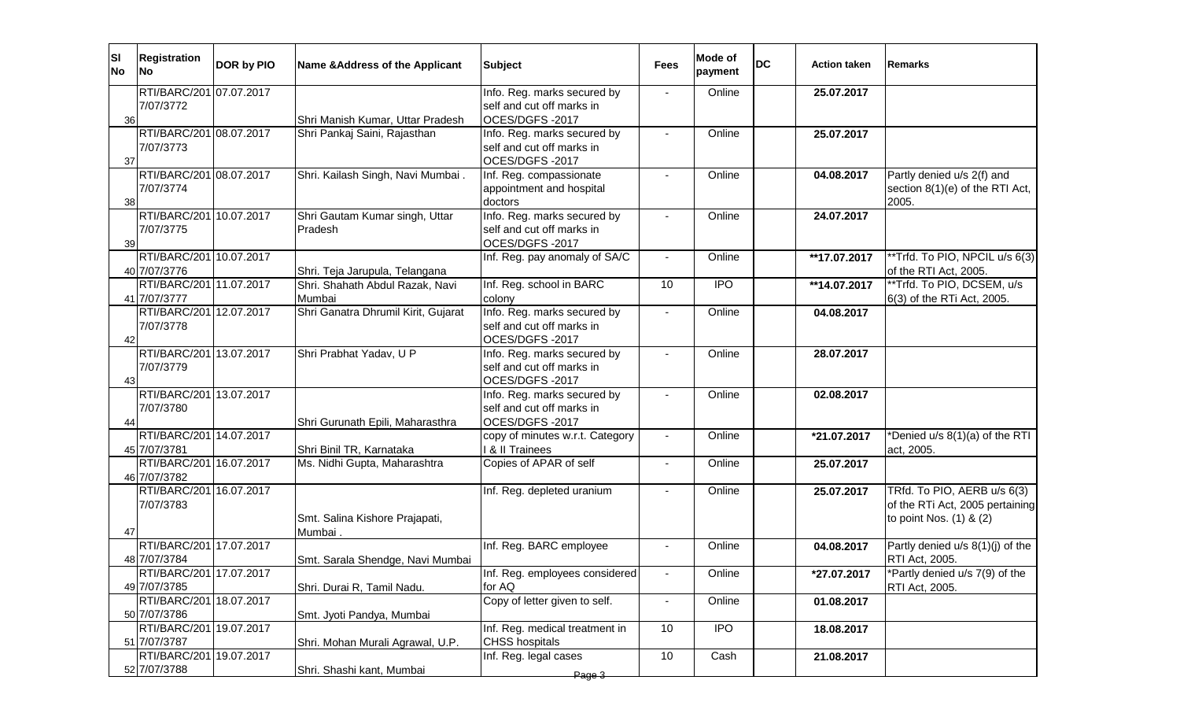| Sl No | Registration No | DOR by PIO | Name &Address of the Applicant | Subject | Fees | Mode of payment | DC | Action taken | Remarks |
|---|---|---|---|---|---|---|---|---|---|
| 36 | RTI/BARC/2017/07/3772 | 07.07.2017 | Shri Manish Kumar, Uttar Pradesh | Info. Reg. marks secured by self and cut off marks in OCES/DGFS -2017 | - | Online | | 25.07.2017 | |
| 37 | RTI/BARC/2017/07/3773 | 08.07.2017 | Shri Pankaj Saini, Rajasthan | Info. Reg. marks secured by self and cut off marks in OCES/DGFS -2017 | - | Online | | 25.07.2017 | |
| 38 | RTI/BARC/2017/07/3774 | 08.07.2017 | Shri. Kailash Singh, Navi Mumbai . | Inf. Reg. compassionate appointment and hospital doctors | - | Online | | 04.08.2017 | Partly denied u/s 2(f) and section 8(1)(e) of the RTI Act, 2005. |
| 39 | RTI/BARC/2017/07/3775 | 10.07.2017 | Shri Gautam Kumar singh, Uttar Pradesh | Info. Reg. marks secured by self and cut off marks in OCES/DGFS -2017 | - | Online | | 24.07.2017 | |
| 40 | RTI/BARC/2017/07/3776 | 10.07.2017 | Shri. Teja Jarupula, Telangana | Inf. Reg. pay anomaly of SA/C | - | Online | | **17.07.2017 | **Trfd. To PIO, NPCIL u/s 6(3) of the RTI Act, 2005. |
| 41 | RTI/BARC/2017/07/3777 | 11.07.2017 | Shri. Shahath Abdul Razak, Navi Mumbai | Inf. Reg. school in BARC colony | 10 | IPO | | **14.07.2017 | **Trfd. To PIO, DCSEM, u/s 6(3) of the RTi Act, 2005. |
| 42 | RTI/BARC/2017/07/3778 | 12.07.2017 | Shri Ganatra Dhrumil Kirit, Gujarat | Info. Reg. marks secured by self and cut off marks in OCES/DGFS -2017 | - | Online | | 04.08.2017 | |
| 43 | RTI/BARC/2017/07/3779 | 13.07.2017 | Shri Prabhat Yadav, U P | Info. Reg. marks secured by self and cut off marks in OCES/DGFS -2017 | - | Online | | 28.07.2017 | |
| 44 | RTI/BARC/2017/07/3780 | 13.07.2017 | Shri Gurunath Epili, Maharasthra | Info. Reg. marks secured by self and cut off marks in OCES/DGFS -2017 | - | Online | | 02.08.2017 | |
| 45 | RTI/BARC/2017/07/3781 | 14.07.2017 | Shri Binil TR, Karnataka | copy of minutes w.r.t. Category I & II Trainees | - | Online | | *21.07.2017 | *Denied u/s 8(1)(a) of the RTI act, 2005. |
| 46 | RTI/BARC/2017/07/3782 | 16.07.2017 | Ms. Nidhi Gupta, Maharashtra | Copies of APAR of self | - | Online | | 25.07.2017 | |
| 47 | RTI/BARC/2017/07/3783 | 16.07.2017 | Smt. Salina Kishore Prajapati, Mumbai . | Inf. Reg. depleted uranium | - | Online | | 25.07.2017 | TRfd. To PIO, AERB u/s 6(3) of the RTi Act, 2005 pertaining to point Nos. (1) & (2) |
| 48 | RTI/BARC/2017/07/3784 | 17.07.2017 | Smt. Sarala Shendge, Navi Mumbai | Inf. Reg. BARC employee | - | Online | | 04.08.2017 | Partly denied u/s 8(1)(j) of the RTI Act, 2005. |
| 49 | RTI/BARC/2017/07/3785 | 17.07.2017 | Shri. Durai R, Tamil Nadu. | Inf. Reg. employees considered for AQ | - | Online | | *27.07.2017 | *Partly denied u/s 7(9) of the RTI Act, 2005. |
| 50 | RTI/BARC/2017/07/3786 | 18.07.2017 | Smt. Jyoti Pandya, Mumbai | Copy of letter given to self. | - | Online | | 01.08.2017 | |
| 51 | RTI/BARC/2017/07/3787 | 19.07.2017 | Shri. Mohan Murali Agrawal, U.P. | Inf. Reg. medical treatment in CHSS hospitals | 10 | IPO | | 18.08.2017 | |
| 52 | RTI/BARC/2017/07/3788 | 19.07.2017 | Shri. Shashi kant, Mumbai | Inf. Reg. legal cases | 10 | Cash | | 21.08.2017 | |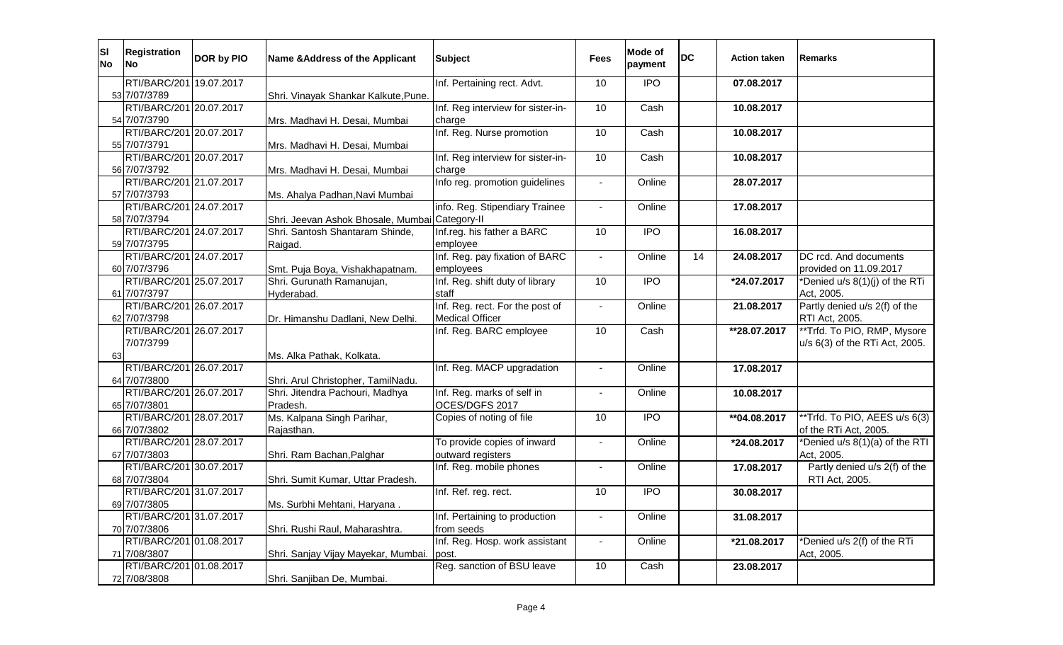| Sl No | Registration No | DOR by PIO | Name &Address of the Applicant | Subject | Fees | Mode of payment | DC | Action taken | Remarks |
|---|---|---|---|---|---|---|---|---|---|
| 53 | RTI/BARC/2017/07/3789 | 19.07.2017 | Shri. Vinayak Shankar Kalkute,Pune. | Inf. Pertaining rect. Advt. | 10 | IPO | | 07.08.2017 | |
| 54 | RTI/BARC/2017/07/3790 | 20.07.2017 | Mrs. Madhavi H. Desai, Mumbai | Inf. Reg interview for sister-in-charge | 10 | Cash | | 10.08.2017 | |
| 55 | RTI/BARC/2017/07/3791 | 20.07.2017 | Mrs. Madhavi H. Desai, Mumbai | Inf. Reg. Nurse promotion | 10 | Cash | | 10.08.2017 | |
| 56 | RTI/BARC/2017/07/3792 | 20.07.2017 | Mrs. Madhavi H. Desai, Mumbai | Inf. Reg interview for sister-in-charge | 10 | Cash | | 10.08.2017 | |
| 57 | RTI/BARC/2017/07/3793 | 21.07.2017 | Ms. Ahalya Padhan,Navi Mumbai | Info reg. promotion guidelines | - | Online | | 28.07.2017 | |
| 58 | RTI/BARC/2017/07/3794 | 24.07.2017 | Shri. Jeevan Ashok Bhosale, Mumbai | info. Reg. Stipendiary Trainee Category-II | - | Online | | 17.08.2017 | |
| 59 | RTI/BARC/2017/07/3795 | 24.07.2017 | Shri. Santosh Shantaram Shinde, Raigad. | Inf.reg. his father a BARC employee | 10 | IPO | | 16.08.2017 | |
| 60 | RTI/BARC/2017/07/3796 | 24.07.2017 | Smt. Puja Boya, Vishakhapatnam. | Inf. Reg. pay fixation of BARC employees | - | Online | 14 | 24.08.2017 | DC rcd. And documents provided on 11.09.2017 |
| 61 | RTI/BARC/2017/07/3797 | 25.07.2017 | Shri. Gurunath Ramanujan, Hyderabad. | Inf. Reg. shift duty of library staff | 10 | IPO | | *24.07.2017 | *Denied u/s 8(1)(j) of the RTi Act, 2005. |
| 62 | RTI/BARC/2017/07/3798 | 26.07.2017 | Dr. Himanshu Dadlani, New Delhi. | Inf. Reg. rect. For the post of Medical Officer | - | Online | | 21.08.2017 | Partly denied u/s 2(f) of the RTI Act, 2005. |
| 63 | RTI/BARC/2017/07/3799 | 26.07.2017 | Ms. Alka Pathak, Kolkata. | Inf. Reg. BARC employee | 10 | Cash | | **28.07.2017 | **Trfd. To PIO, RMP, Mysore u/s 6(3) of the RTi Act, 2005. |
| 64 | RTI/BARC/2017/07/3800 | 26.07.2017 | Shri. Arul Christopher, TamilNadu. | Inf. Reg. MACP upgradation | - | Online | | 17.08.2017 | |
| 65 | RTI/BARC/2017/07/3801 | 26.07.2017 | Shri. Jitendra Pachouri, Madhya Pradesh. | Inf. Reg. marks of self in OCES/DGFS 2017 | - | Online | | 10.08.2017 | |
| 66 | RTI/BARC/2017/07/3802 | 28.07.2017 | Ms. Kalpana Singh Parihar, Rajasthan. | Copies of noting of file | 10 | IPO | | **04.08.2017 | **Trfd. To PIO, AEES u/s 6(3) of the RTi Act, 2005. |
| 67 | RTI/BARC/2017/07/3803 | 28.07.2017 | Shri. Ram Bachan,Palghar | To provide copies of inward outward registers | - | Online | | *24.08.2017 | *Denied u/s 8(1)(a) of the RTI Act, 2005. |
| 68 | RTI/BARC/2017/07/3804 | 30.07.2017 | Shri. Sumit Kumar, Uttar Pradesh. | Inf. Reg. mobile phones | - | Online | | 17.08.2017 | Partly denied u/s 2(f) of the RTI Act, 2005. |
| 69 | RTI/BARC/2017/07/3805 | 31.07.2017 | Ms. Surbhi Mehtani, Haryana . | Inf. Ref. reg. rect. | 10 | IPO | | 30.08.2017 | |
| 70 | RTI/BARC/2017/07/3806 | 31.07.2017 | Shri. Rushi Raul, Maharashtra. | Inf. Pertaining to production from seeds | - | Online | | 31.08.2017 | |
| 71 | RTI/BARC/2017/08/3807 | 01.08.2017 | Shri. Sanjay Vijay Mayekar, Mumbai. | Inf. Reg. Hosp. work assistant post. | - | Online | | *21.08.2017 | *Denied u/s 2(f) of the RTi Act, 2005. |
| 72 | RTI/BARC/2017/08/3808 | 01.08.2017 | Shri. Sanjiban De, Mumbai. | Reg. sanction of BSU leave | 10 | Cash | | 23.08.2017 | |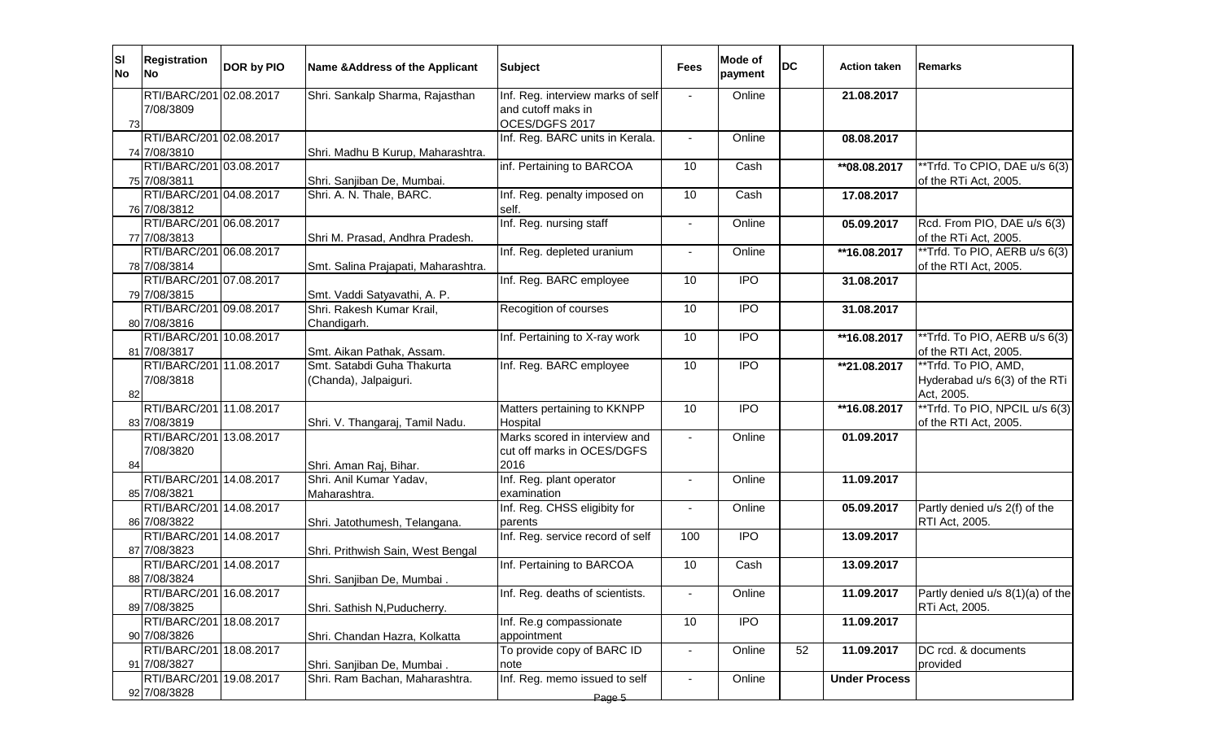| Sl No | Registration No | DOR by PIO | Name &Address of the Applicant | Subject | Fees | Mode of payment | DC | Action taken | Remarks |
|---|---|---|---|---|---|---|---|---|---|
| 73 | RTI/BARC/2017/08/3809 | 02.08.2017 | Shri. Sankalp Sharma, Rajasthan | Inf. Reg. interview marks of self and cutoff maks in OCES/DGFS 2017 | - | Online | | 21.08.2017 | |
| 74 | RTI/BARC/2017/08/3810 | 02.08.2017 | Shri. Madhu B Kurup, Maharashtra. | Inf. Reg. BARC units in Kerala. | - | Online | | 08.08.2017 | |
| 75 | RTI/BARC/2017/08/3811 | 03.08.2017 | Shri. Sanjiban De, Mumbai. | inf. Pertaining to BARCOA | 10 | Cash | | **08.08.2017 | **Trfd. To CPIO, DAE u/s 6(3) of the RTi Act, 2005. |
| 76 | RTI/BARC/2017/08/3812 | 04.08.2017 | Shri. A. N. Thale, BARC. | Inf. Reg. penalty imposed on self. | 10 | Cash | | 17.08.2017 | |
| 77 | RTI/BARC/2017/08/3813 | 06.08.2017 | Shri M. Prasad, Andhra Pradesh. | Inf. Reg. nursing staff | - | Online | | 05.09.2017 | Rcd. From PIO, DAE u/s 6(3) of the RTi Act, 2005. |
| 78 | RTI/BARC/2017/08/3814 | 06.08.2017 | Smt. Salina Prajapati, Maharashtra. | Inf. Reg. depleted uranium | - | Online | | **16.08.2017 | **Trfd. To PIO, AERB u/s 6(3) of the RTI Act, 2005. |
| 79 | RTI/BARC/2017/08/3815 | 07.08.2017 | Smt. Vaddi Satyavathi, A. P. | Inf. Reg. BARC employee | 10 | IPO | | 31.08.2017 | |
| 80 | RTI/BARC/2017/08/3816 | 09.08.2017 | Shri. Rakesh Kumar Krail, Chandigarh. | Recogition of courses | 10 | IPO | | 31.08.2017 | |
| 81 | RTI/BARC/2017/08/3817 | 10.08.2017 | Smt. Aikan Pathak, Assam. | Inf. Pertaining to X-ray work | 10 | IPO | | **16.08.2017 | **Trfd. To PIO, AERB u/s 6(3) of the RTI Act, 2005. |
| 82 | RTI/BARC/2017/08/3818 | 11.08.2017 | Smt. Satabdi Guha Thakurta (Chanda), Jalpaiguri. | Inf. Reg. BARC employee | 10 | IPO | | **21.08.2017 | **Trfd. To PIO, AMD, Hyderabad u/s 6(3) of the RTi Act, 2005. |
| 83 | RTI/BARC/2017/08/3819 | 11.08.2017 | Shri. V. Thangaraj, Tamil Nadu. | Matters pertaining to KKNPP Hospital | 10 | IPO | | **16.08.2017 | **Trfd. To PIO, NPCIL u/s 6(3) of the RTI Act, 2005. |
| 84 | RTI/BARC/2017/08/3820 | 13.08.2017 | Shri. Aman Raj, Bihar. | Marks scored in interview and cut off marks in OCES/DGFS 2016 | - | Online | | 01.09.2017 | |
| 85 | RTI/BARC/2017/08/3821 | 14.08.2017 | Shri. Anil Kumar Yadav, Maharashtra. | Inf. Reg. plant operator examination | - | Online | | 11.09.2017 | |
| 86 | RTI/BARC/2017/08/3822 | 14.08.2017 | Shri. Jatothumesh, Telangana. | Inf. Reg. CHSS eligibity for parents | - | Online | | 05.09.2017 | Partly denied u/s 2(f) of the RTI Act, 2005. |
| 87 | RTI/BARC/2017/08/3823 | 14.08.2017 | Shri. Prithwish Sain, West Bengal | Inf. Reg. service record of self | 100 | IPO | | 13.09.2017 | |
| 88 | RTI/BARC/2017/08/3824 | 14.08.2017 | Shri. Sanjiban De, Mumbai . | Inf. Pertaining to BARCOA | 10 | Cash | | 13.09.2017 | |
| 89 | RTI/BARC/2017/08/3825 | 16.08.2017 | Shri. Sathish N,Puducherry. | Inf. Reg. deaths of scientists. | - | Online | | 11.09.2017 | Partly denied u/s 8(1)(a) of the RTi Act, 2005. |
| 90 | RTI/BARC/2017/08/3826 | 18.08.2017 | Shri. Chandan Hazra, Kolkatta | Inf. Re.g compassionate appointment | 10 | IPO | | 11.09.2017 | |
| 91 | RTI/BARC/2017/08/3827 | 18.08.2017 | Shri. Sanjiban De, Mumbai . | To provide copy of BARC ID note | - | Online | 52 | 11.09.2017 | DC rcd. & documents provided |
| 92 | RTI/BARC/2017/08/3828 | 19.08.2017 | Shri. Ram Bachan, Maharashtra. | Inf. Reg. memo issued to self | - | Online | | Under Process | |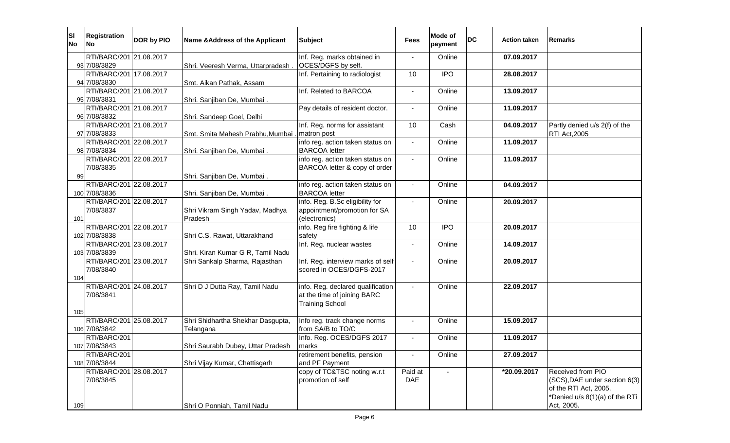| Sl No | Registration No | DOR by PIO | Name &Address of the Applicant | Subject | Fees | Mode of payment | DC | Action taken | Remarks |
|---|---|---|---|---|---|---|---|---|---|
| 93 | RTI/BARC/2017/08/3829 | 21.08.2017 | Shri. Veeresh Verma, Uttarpradesh . | Inf. Reg. marks obtained in OCES/DGFS by self. | - | Online | | 07.09.2017 | |
| 94 | RTI/BARC/2017/08/3830 | 17.08.2017 | Smt. Aikan Pathak, Assam | Inf. Pertaining to radiologist | 10 | IPO | | 28.08.2017 | |
| 95 | RTI/BARC/2017/08/3831 | 21.08.2017 | Shri. Sanjiban De, Mumbai . | Inf. Related to BARCOA | - | Online | | 13.09.2017 | |
| 96 | RTI/BARC/2017/08/3832 | 21.08.2017 | Shri. Sandeep Goel, Delhi | Pay details of resident doctor. | - | Online | | 11.09.2017 | |
| 97 | RTI/BARC/2017/08/3833 | 21.08.2017 | Smt. Smita Mahesh Prabhu,Mumbai . | Inf. Reg. norms for assistant matron post | 10 | Cash | | 04.09.2017 | Partly denied u/s 2(f) of the RTI Act,2005 |
| 98 | RTI/BARC/2017/08/3834 | 22.08.2017 | Shri. Sanjiban De, Mumbai . | info reg. action taken status on BARCOA letter | - | Online | | 11.09.2017 | |
| 99 | RTI/BARC/2017/08/3835 | 22.08.2017 | Shri. Sanjiban De, Mumbai . | info reg. action taken status on BARCOA letter & copy of order | - | Online | | 11.09.2017 | |
| 100 | RTI/BARC/2017/08/3836 | 22.08.2017 | Shri. Sanjiban De, Mumbai . | info reg. action taken status on BARCOA letter | - | Online | | 04.09.2017 | |
| 101 | RTI/BARC/2017/08/3837 | 22.08.2017 | Shri Vikram Singh Yadav, Madhya Pradesh | info. Reg. B.Sc eligibility for appointment/promotion for SA (electronics) | - | Online | | 20.09.2017 | |
| 102 | RTI/BARC/2017/08/3838 | 22.08.2017 | Shri C.S. Rawat, Uttarakhand | info. Reg fire fighting & life safety | 10 | IPO | | 20.09.2017 | |
| 103 | RTI/BARC/2017/08/3839 | 23.08.2017 | Shri. Kiran Kumar G R, Tamil Nadu | Inf. Reg. nuclear wastes | - | Online | | 14.09.2017 | |
| 104 | RTI/BARC/2017/08/3840 | 23.08.2017 | Shri Sankalp Sharma, Rajasthan | Inf. Reg. interview marks of self scored in OCES/DGFS-2017 | - | Online | | 20.09.2017 | |
| 105 | RTI/BARC/2017/08/3841 | 24.08.2017 | Shri D J Dutta Ray, Tamil Nadu | info. Reg. declared qualification at the time of joining BARC Training School | - | Online | | 22.09.2017 | |
| 106 | RTI/BARC/2017/08/3842 | 25.08.2017 | Shri Shidhartha Shekhar Dasgupta, Telangana | Info reg. track change norms from SA/B to TO/C | - | Online | | 15.09.2017 | |
| 107 | RTI/BARC/2017/08/3843 | | Shri Saurabh Dubey, Uttar Pradesh | Info. Reg. OCES/DGFS 2017 marks | - | Online | | 11.09.2017 | |
| 108 | RTI/BARC/2017/08/3844 | | Shri Vijay Kumar, Chattisgarh | retirement benefits, pension and PF Payment | - | Online | | 27.09.2017 | |
| 109 | RTI/BARC/2017/08/3845 | 28.08.2017 | Shri O Ponniah, Tamil Nadu | copy of TC&TSC noting w.r.t promotion of self | Paid at DAE | - | | *20.09.2017 | Received from PIO (SCS),DAE under section 6(3) of the RTI Act, 2005. *Denied u/s 8(1)(a) of the RTi Act, 2005. |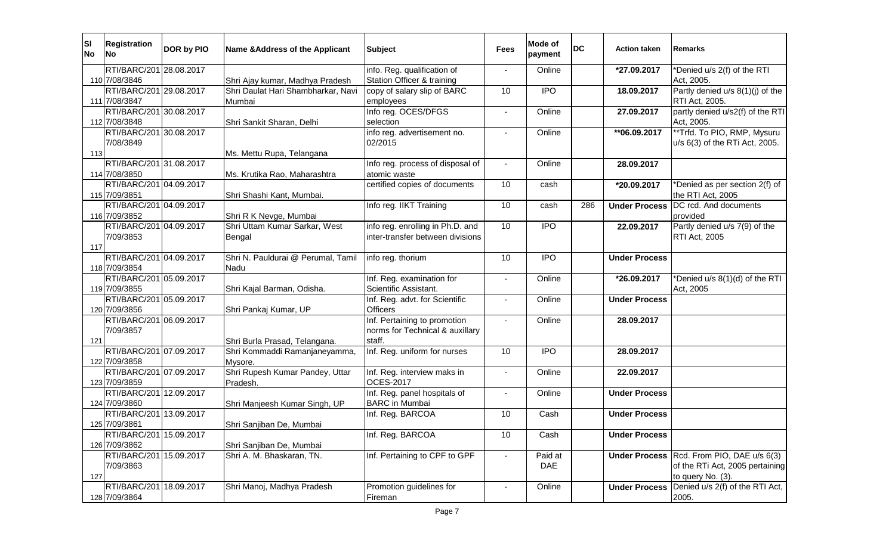| Sl No | Registration No | DOR by PIO | Name &Address of the Applicant | Subject | Fees | Mode of payment | DC | Action taken | Remarks |
|---|---|---|---|---|---|---|---|---|---|
| 110 | RTI/BARC/2017/08/3846 | 28.08.2017 | Shri Ajay kumar, Madhya Pradesh | info. Reg. qualification of Station Officer & training | - | Online | | *27.09.2017 | *Denied u/s 2(f) of the RTI Act, 2005. |
| 111 | RTI/BARC/2017/08/3847 | 29.08.2017 | Shri Daulat Hari Shambharkar, Navi Mumbai | copy of salary slip of BARC employees | 10 | IPO | | 18.09.2017 | Partly denied u/s 8(1)(j) of the RTI Act, 2005. |
| 112 | RTI/BARC/2017/08/3848 | 30.08.2017 | Shri Sankit Sharan, Delhi | Info reg. OCES/DFGS selection | - | Online | | 27.09.2017 | partly denied u/s2(f) of the RTI Act, 2005. |
| 113 | RTI/BARC/2017/08/3849 | 30.08.2017 | Ms. Mettu Rupa, Telangana | info reg. advertisement no. 02/2015 | - | Online | | **06.09.2017 | **Trfd. To PIO, RMP, Mysuru u/s 6(3) of the RTi Act, 2005. |
| 114 | RTI/BARC/2017/08/3850 | 31.08.2017 | Ms. Krutika Rao, Maharashtra | Info reg. process of disposal of atomic waste | - | Online | | 28.09.2017 | |
| 115 | RTI/BARC/2017/09/3851 | 04.09.2017 | Shri Shashi Kant, Mumbai. | certified copies of documents | 10 | cash | | *20.09.2017 | *Denied as per section 2(f) of the RTI Act, 2005 |
| 116 | RTI/BARC/2017/09/3852 | 04.09.2017 | Shri R K Nevge, Mumbai | Info reg. IIKT Training | 10 | cash | 286 | **Under Process** | DC rcd. And documents provided |
| 117 | RTI/BARC/2017/09/3853 | 04.09.2017 | Shri Uttam Kumar Sarkar, West Bengal | info reg. enrolling in Ph.D. and inter-transfer between divisions | 10 | IPO | | 22.09.2017 | Partly denied u/s 7(9) of the RTI Act, 2005 |
| 118 | RTI/BARC/2017/09/3854 | 04.09.2017 | Shri N. Pauldurai @ Perumal, Tamil Nadu | info reg. thorium | 10 | IPO | | **Under Process** | |
| 119 | RTI/BARC/2017/09/3855 | 05.09.2017 | Shri Kajal Barman, Odisha. | Inf. Reg. examination for Scientific Assistant. | - | Online | | *26.09.2017 | *Denied u/s 8(1)(d) of the RTI Act, 2005 |
| 120 | RTI/BARC/2017/09/3856 | 05.09.2017 | Shri Pankaj Kumar, UP | Inf. Reg. advt. for Scientific Officers | - | Online | | **Under Process** | |
| 121 | RTI/BARC/2017/09/3857 | 06.09.2017 | Shri Burla Prasad, Telangana. | Inf. Pertaining to promotion norms for Technical & auxillary staff. | - | Online | | 28.09.2017 | |
| 122 | RTI/BARC/2017/09/3858 | 07.09.2017 | Shri Kommaddi Ramanjaneyamma, Mysore. | Inf. Reg. uniform for nurses | 10 | IPO | | 28.09.2017 | |
| 123 | RTI/BARC/2017/09/3859 | 07.09.2017 | Shri Rupesh Kumar Pandey, Uttar Pradesh. | Inf. Reg. interview maks in OCES-2017 | - | Online | | 22.09.2017 | |
| 124 | RTI/BARC/2017/09/3860 | 12.09.2017 | Shri Manjeesh Kumar Singh, UP | Inf. Reg. panel hospitals of BARC in Mumbai | - | Online | | **Under Process** | |
| 125 | RTI/BARC/2017/09/3861 | 13.09.2017 | Shri Sanjiban De, Mumbai | Inf. Reg. BARCOA | 10 | Cash | | **Under Process** | |
| 126 | RTI/BARC/2017/09/3862 | 15.09.2017 | Shri Sanjiban De, Mumbai | Inf. Reg. BARCOA | 10 | Cash | | **Under Process** | |
| 127 | RTI/BARC/2017/09/3863 | 15.09.2017 | Shri A. M. Bhaskaran, TN. | Inf. Pertaining to CPF to GPF | - | Paid at DAE | | **Under Process** | Rcd. From PIO, DAE u/s 6(3) of the RTi Act, 2005 pertaining to query No. (3). |
| 128 | RTI/BARC/2017/09/3864 | 18.09.2017 | Shri Manoj, Madhya Pradesh | Promotion guidelines for Fireman | - | Online | | **Under Process** | Denied u/s 2(f) of the RTI Act, 2005. |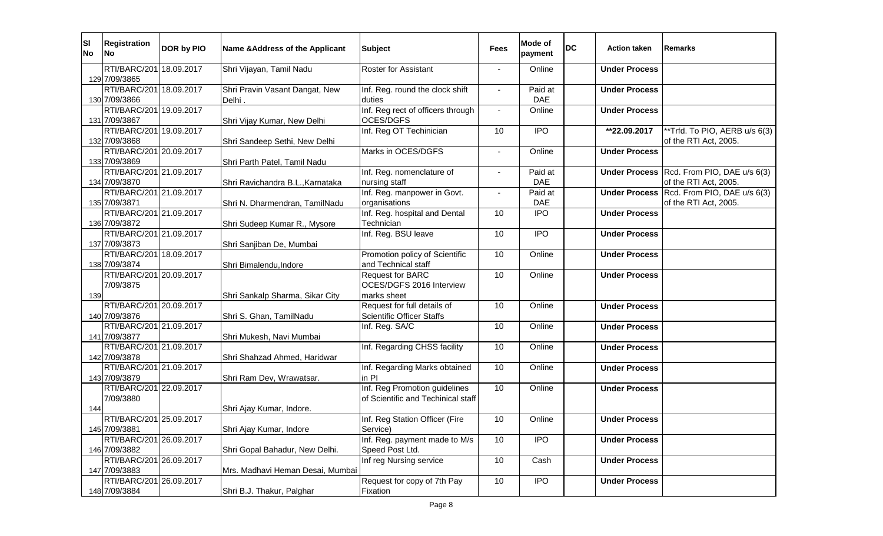| Sl No | Registration No | DOR by PIO | Name &Address of the Applicant | Subject | Fees | Mode of payment | DC | Action taken | Remarks |
|---|---|---|---|---|---|---|---|---|---|
| 129 | RTI/BARC/2017/09/3865 | 18.09.2017 | Shri Vijayan, Tamil Nadu | Roster for Assistant | - | Online | | **Under Process** | |
| 130 | RTI/BARC/2017/09/3866 | 18.09.2017 | Shri Pravin Vasant Dangat, New Delhi . | Inf. Reg. round the clock shift duties | - | Paid at DAE | | **Under Process** | |
| 131 | RTI/BARC/2017/09/3867 | 19.09.2017 | Shri Vijay Kumar, New Delhi | Inf. Reg rect of officers through OCES/DGFS | - | Online | | **Under Process** | |
| 132 | RTI/BARC/2017/09/3868 | 19.09.2017 | Shri Sandeep Sethi, New Delhi | Inf. Reg OT Techinician | 10 | IPO | | **\*\*22.09.2017** | \*\*Trfd. To PIO, AERB u/s 6(3) of the RTI Act, 2005. |
| 133 | RTI/BARC/2017/09/3869 | 20.09.2017 | Shri Parth Patel, Tamil Nadu | Marks in OCES/DGFS | - | Online | | **Under Process** | |
| 134 | RTI/BARC/2017/09/3870 | 21.09.2017 | Shri Ravichandra B.L.,Karnataka | Inf. Reg. nomenclature of nursing staff | - | Paid at DAE | | **Under Process** | Rcd. From PIO, DAE u/s 6(3) of the RTI Act, 2005. |
| 135 | RTI/BARC/2017/09/3871 | 21.09.2017 | Shri N. Dharmendran, TamilNadu | Inf. Reg. manpower in Govt. organisations | - | Paid at DAE | | **Under Process** | Rcd. From PIO, DAE u/s 6(3) of the RTI Act, 2005. |
| 136 | RTI/BARC/2017/09/3872 | 21.09.2017 | Shri Sudeep Kumar R., Mysore | Inf. Reg. hospital and Dental Technician | 10 | IPO | | **Under Process** | |
| 137 | RTI/BARC/2017/09/3873 | 21.09.2017 | Shri Sanjiban De, Mumbai | Inf. Reg. BSU leave | 10 | IPO | | **Under Process** | |
| 138 | RTI/BARC/2017/09/3874 | 18.09.2017 | Shri Bimalendu,Indore | Promotion policy of Scientific and Technical staff | 10 | Online | | **Under Process** | |
| 139 | RTI/BARC/2017/09/3875 | 20.09.2017 | Shri Sankalp Sharma, Sikar City | Request for BARC OCES/DGFS 2016 Interview marks sheet | 10 | Online | | **Under Process** | |
| 140 | RTI/BARC/2017/09/3876 | 20.09.2017 | Shri S. Ghan, TamilNadu | Request for full details of Scientific Officer Staffs | 10 | Online | | **Under Process** | |
| 141 | RTI/BARC/2017/09/3877 | 21.09.2017 | Shri Mukesh, Navi Mumbai | Inf. Reg. SA/C | 10 | Online | | **Under Process** | |
| 142 | RTI/BARC/2017/09/3878 | 21.09.2017 | Shri Shahzad Ahmed, Haridwar | Inf. Regarding CHSS facility | 10 | Online | | **Under Process** | |
| 143 | RTI/BARC/2017/09/3879 | 21.09.2017 | Shri Ram Dev, Wrawatsar. | Inf. Regarding Marks obtained in PI | 10 | Online | | **Under Process** | |
| 144 | RTI/BARC/2017/09/3880 | 22.09.2017 | Shri Ajay Kumar, Indore. | Inf. Reg Promotion guidelines of Scientific and Techinical staff | 10 | Online | | **Under Process** | |
| 145 | RTI/BARC/2017/09/3881 | 25.09.2017 | Shri Ajay Kumar, Indore | Inf. Reg Station Officer (Fire Service) | 10 | Online | | **Under Process** | |
| 146 | RTI/BARC/2017/09/3882 | 26.09.2017 | Shri Gopal Bahadur, New Delhi. | Inf. Reg. payment made to M/s Speed Post Ltd. | 10 | IPO | | **Under Process** | |
| 147 | RTI/BARC/2017/09/3883 | 26.09.2017 | Mrs. Madhavi Heman Desai, Mumbai | Inf reg Nursing service | 10 | Cash | | **Under Process** | |
| 148 | RTI/BARC/2017/09/3884 | 26.09.2017 | Shri B.J. Thakur, Palghar | Request for copy of 7th Pay Fixation | 10 | IPO | | **Under Process** | |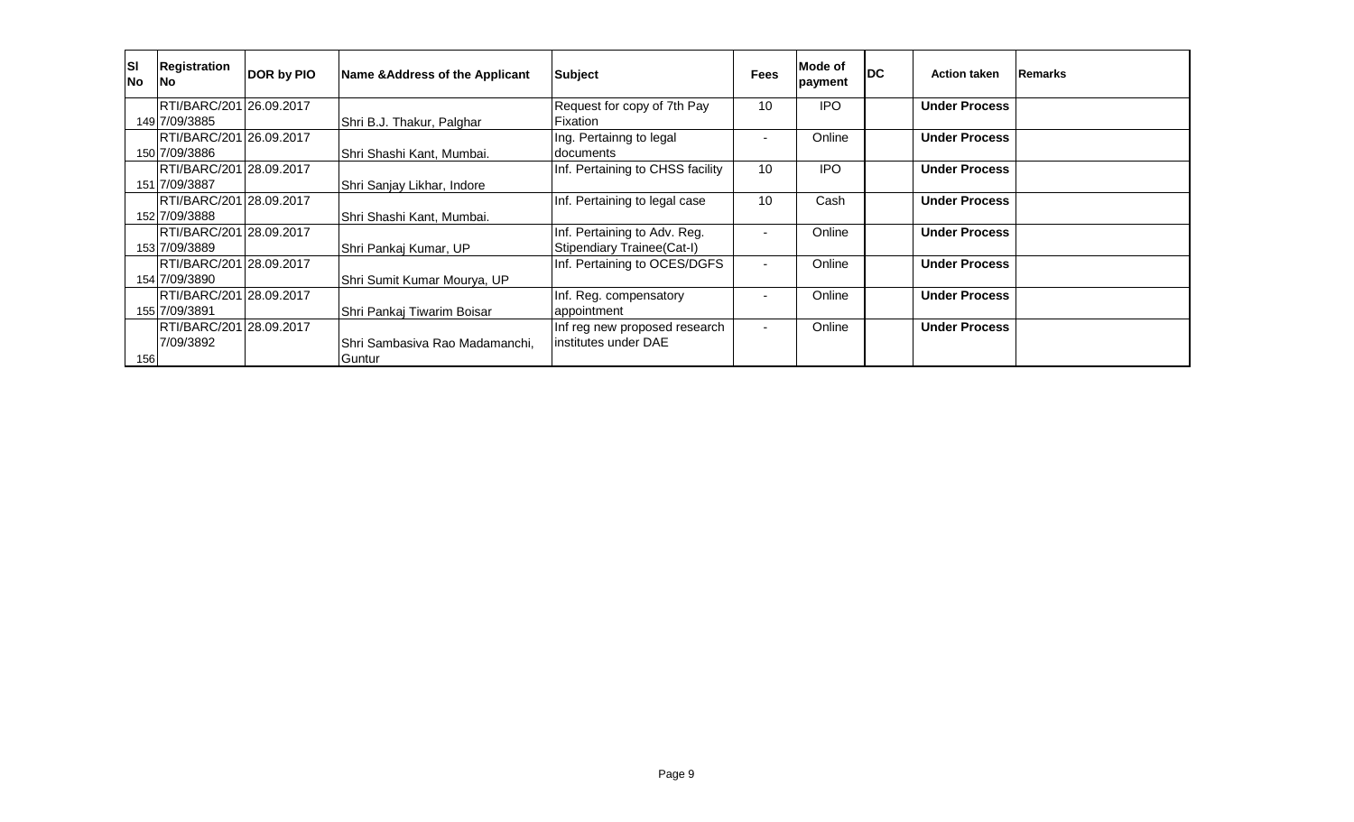| Sl No | Registration No | DOR by PIO | Name &Address of the Applicant | Subject | Fees | Mode of payment | DC | Action taken | Remarks |
|---|---|---|---|---|---|---|---|---|---|
| 149 | RTI/BARC/2017/09/3885 | 26.09.2017 | Shri B.J. Thakur, Palghar | Request for copy of 7th Pay Fixation | 10 | IPO | | **Under Process** | |
| 150 | RTI/BARC/2017/09/3886 | 26.09.2017 | Shri Shashi Kant, Mumbai. | Ing. Pertainng to legal documents | - | Online | | **Under Process** | |
| 151 | RTI/BARC/2017/09/3887 | 28.09.2017 | Shri Sanjay Likhar, Indore | Inf. Pertaining to CHSS facility | 10 | IPO | | **Under Process** | |
| 152 | RTI/BARC/2017/09/3888 | 28.09.2017 | Shri Shashi Kant, Mumbai. | Inf. Pertaining to legal case | 10 | Cash | | **Under Process** | |
| 153 | RTI/BARC/2017/09/3889 | 28.09.2017 | Shri Pankaj Kumar, UP | Inf. Pertaining to Adv. Reg. Stipendiary Trainee(Cat-I) | - | Online | | **Under Process** | |
| 154 | RTI/BARC/2017/09/3890 | 28.09.2017 | Shri Sumit Kumar Mourya, UP | Inf. Pertaining to OCES/DGFS | - | Online | | **Under Process** | |
| 155 | RTI/BARC/2017/09/3891 | 28.09.2017 | Shri Pankaj Tiwarim Boisar | Inf. Reg. compensatory appointment | - | Online | | **Under Process** | |
| 156 | RTI/BARC/2017/09/3892 | 28.09.2017 | Shri Sambasiva Rao Madamanchi, Guntur | Inf reg new proposed research institutes under DAE | - | Online | | **Under Process** | |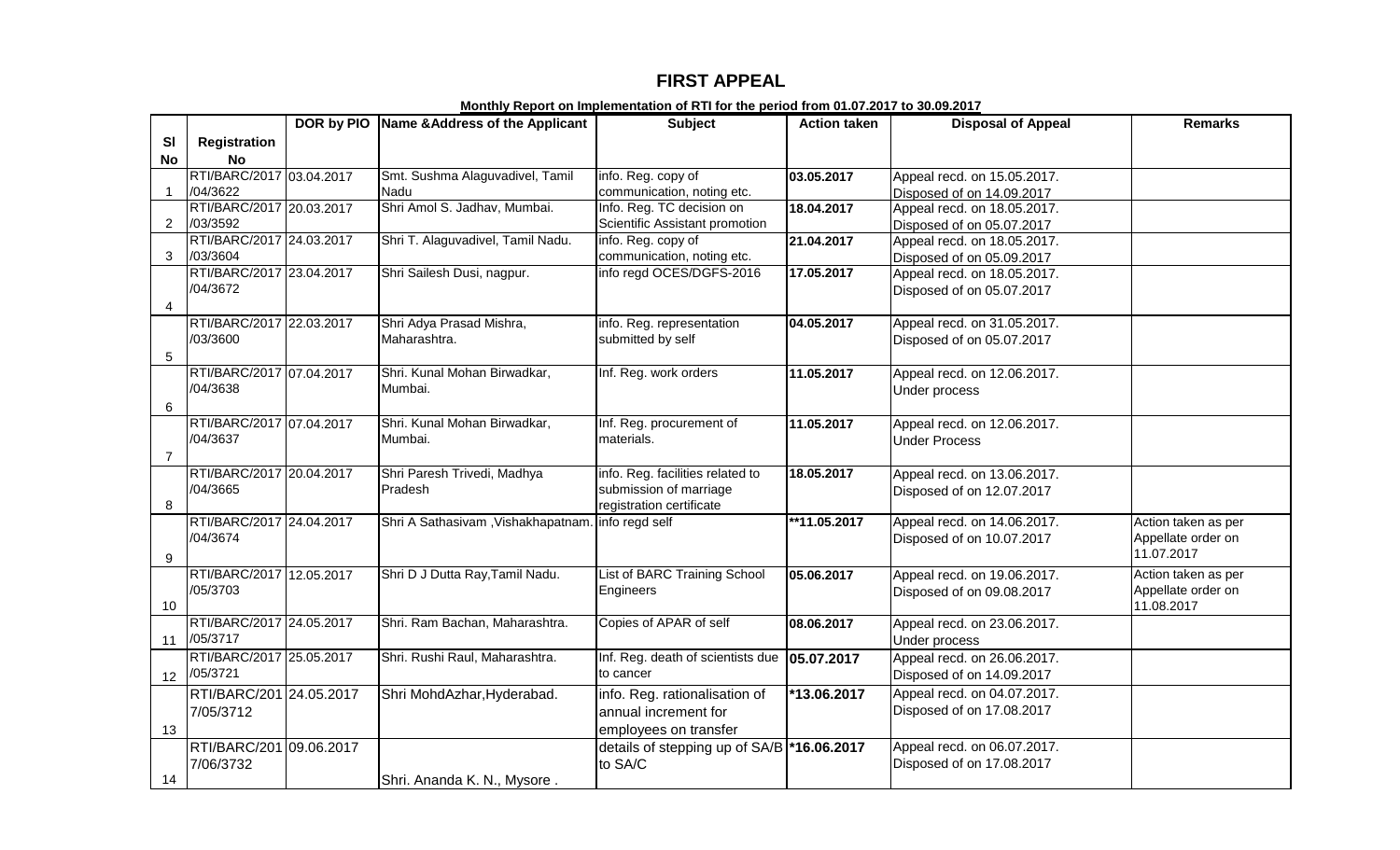# FIRST APPEAL

**Monthly Report on Implementation of RTI for the period from 01.07.2017 to 30.09.2017**

| Sl No | Registration No | DOR by PIO | Name &Address of the Applicant | Subject | Action taken | Disposal of Appeal | Remarks |
|---|---|---|---|---|---|---|---|
| 1 | RTI/BARC/2017/04/3622 | 03.04.2017 | Smt. Sushma Alaguvadivel, Tamil Nadu | info. Reg. copy of communication, noting etc. | **03.05.2017** | Appeal recd. on 15.05.2017. Disposed of on 14.09.2017 | |
| 2 | RTI/BARC/2017/03/3592 | 20.03.2017 | Shri Amol S. Jadhav, Mumbai. | Info. Reg. TC decision on Scientific Assistant promotion | **18.04.2017** | Appeal recd. on 18.05.2017. Disposed of on 05.07.2017 | |
| 3 | RTI/BARC/2017/03/3604 | 24.03.2017 | Shri T. Alaguvadivel, Tamil Nadu. | info. Reg. copy of communication, noting etc. | **21.04.2017** | Appeal recd. on 18.05.2017. Disposed of on 05.09.2017 | |
| 4 | RTI/BARC/2017/04/3672 | 23.04.2017 | Shri Sailesh Dusi, nagpur. | info regd OCES/DGFS-2016 | **17.05.2017** | Appeal recd. on 18.05.2017. Disposed of on 05.07.2017 | |
| 5 | RTI/BARC/2017/03/3600 | 22.03.2017 | Shri Adya Prasad Mishra, Maharashtra. | info. Reg. representation submitted by self | **04.05.2017** | Appeal recd. on 31.05.2017. Disposed of on 05.07.2017 | |
| 6 | RTI/BARC/2017/04/3638 | 07.04.2017 | Shri. Kunal Mohan Birwadkar, Mumbai. | Inf. Reg. work orders | **11.05.2017** | Appeal recd. on 12.06.2017. Under process | |
| 7 | RTI/BARC/2017/04/3637 | 07.04.2017 | Shri. Kunal Mohan Birwadkar, Mumbai. | Inf. Reg. procurement of materials. | **11.05.2017** | Appeal recd. on 12.06.2017. Under Process | |
| 8 | RTI/BARC/2017/04/3665 | 20.04.2017 | Shri Paresh Trivedi, Madhya Pradesh | info. Reg. facilities related to submission of marriage registration certificate | **18.05.2017** | Appeal recd. on 13.06.2017. Disposed of on 12.07.2017 | |
| 9 | RTI/BARC/2017/04/3674 | 24.04.2017 | Shri A Sathasivam ,Vishakhapatnam. | info regd self | **\*\*11.05.2017** | Appeal recd. on 14.06.2017. Disposed of on 10.07.2017 | Action taken as per Appellate order on 11.07.2017 |
| 10 | RTI/BARC/2017/05/3703 | 12.05.2017 | Shri D J Dutta Ray,Tamil Nadu. | List of BARC Training School Engineers | **05.06.2017** | Appeal recd. on 19.06.2017. Disposed of on 09.08.2017 | Action taken as per Appellate order on 11.08.2017 |
| 11 | RTI/BARC/2017/05/3717 | 24.05.2017 | Shri. Ram Bachan, Maharashtra. | Copies of APAR of self | **08.06.2017** | Appeal recd. on 23.06.2017. Under process | |
| 12 | RTI/BARC/2017/05/3721 | 25.05.2017 | Shri. Rushi Raul, Maharashtra. | Inf. Reg. death of scientists due to cancer | **05.07.2017** | Appeal recd. on 26.06.2017. Disposed of on 14.09.2017 | |
| 13 | RTI/BARC/2017/05/3712 | 24.05.2017 | Shri MohdAzhar,Hyderabad. | info. Reg. rationalisation of annual increment for employees on transfer | **\*13.06.2017** | Appeal recd. on 04.07.2017. Disposed of on 17.08.2017 | |
| 14 | RTI/BARC/2017/06/3732 | 09.06.2017 | Shri. Ananda K. N., Mysore . | details of stepping up of SA/B to SA/C | **\*16.06.2017** | Appeal recd. on 06.07.2017. Disposed of on 17.08.2017 | |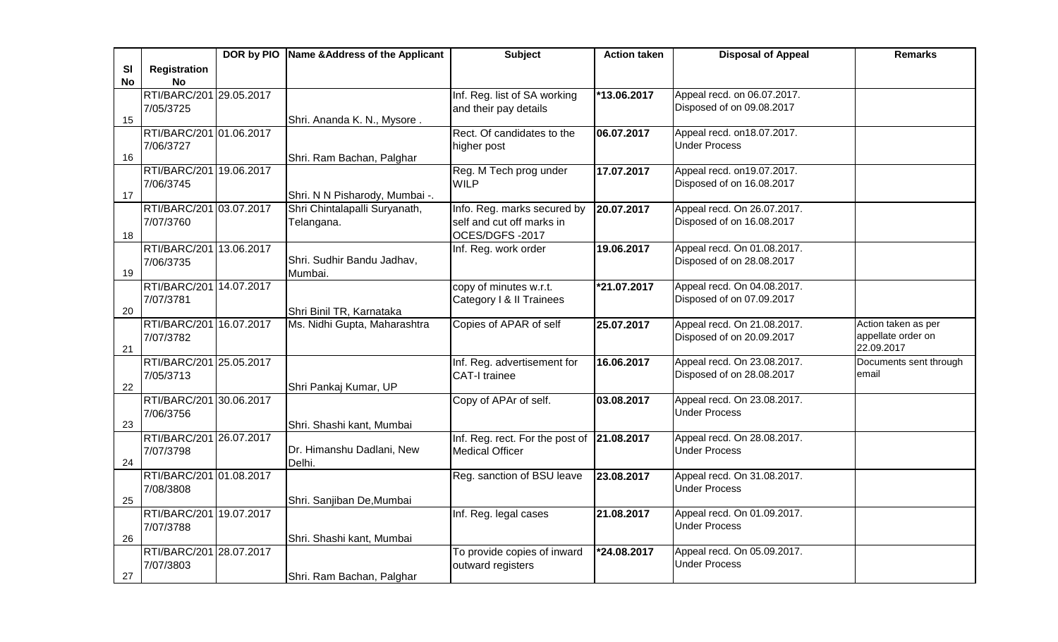| Sl No | Registration No | DOR by PIO | Name &Address of the Applicant | Subject | Action taken | Disposal of Appeal | Remarks |
|---|---|---|---|---|---|---|---|
| 15 | RTI/BARC/2017/05/3725 | 29.05.2017 | Shri. Ananda K. N., Mysore . | Inf. Reg. list of SA working and their pay details | **\*13.06.2017** | Appeal recd. on 06.07.2017. Disposed of on 09.08.2017 | |
| 16 | RTI/BARC/2017/06/3727 | 01.06.2017 | Shri. Ram Bachan, Palghar | Rect. Of candidates to the higher post | **06.07.2017** | Appeal recd. on18.07.2017. Under Process | |
| 17 | RTI/BARC/2017/06/3745 | 19.06.2017 | Shri. N N Pisharody, Mumbai -. | Reg. M Tech prog under WILP | **17.07.2017** | Appeal recd. on19.07.2017. Disposed of on 16.08.2017 | |
| 18 | RTI/BARC/2017/07/3760 | 03.07.2017 | Shri Chintalapalli Suryanath, Telangana. | Info. Reg. marks secured by self and cut off marks in OCES/DGFS -2017 | **20.07.2017** | Appeal recd. On 26.07.2017. Disposed of on 16.08.2017 | |
| 19 | RTI/BARC/2017/06/3735 | 13.06.2017 | Shri. Sudhir Bandu Jadhav, Mumbai. | Inf. Reg. work order | **19.06.2017** | Appeal recd. On 01.08.2017. Disposed of on 28.08.2017 | |
| 20 | RTI/BARC/2017/07/3781 | 14.07.2017 | Shri Binil TR, Karnataka | copy of minutes w.r.t. Category I & II Trainees | **\*21.07.2017** | Appeal recd. On 04.08.2017. Disposed of on 07.09.2017 | |
| 21 | RTI/BARC/2017/07/3782 | 16.07.2017 | Ms. Nidhi Gupta, Maharashtra | Copies of APAR of self | **25.07.2017** | Appeal recd. On 21.08.2017. Disposed of on 20.09.2017 | Action taken as per appellate order on 22.09.2017 |
| 22 | RTI/BARC/2017/05/3713 | 25.05.2017 | Shri Pankaj Kumar, UP | Inf. Reg. advertisement for CAT-I trainee | **16.06.2017** | Appeal recd. On 23.08.2017. Disposed of on 28.08.2017 | Documents sent through email |
| 23 | RTI/BARC/2017/06/3756 | 30.06.2017 | Shri. Shashi kant, Mumbai | Copy of APAr of self. | **03.08.2017** | Appeal recd. On 23.08.2017. Under Process | |
| 24 | RTI/BARC/2017/07/3798 | 26.07.2017 | Dr. Himanshu Dadlani, New Delhi. | Inf. Reg. rect. For the post of Medical Officer | **21.08.2017** | Appeal recd. On 28.08.2017. Under Process | |
| 25 | RTI/BARC/2017/08/3808 | 01.08.2017 | Shri. Sanjiban De,Mumbai | Reg. sanction of BSU leave | **23.08.2017** | Appeal recd. On 31.08.2017. Under Process | |
| 26 | RTI/BARC/2017/07/3788 | 19.07.2017 | Shri. Shashi kant, Mumbai | Inf. Reg. legal cases | **21.08.2017** | Appeal recd. On 01.09.2017. Under Process | |
| 27 | RTI/BARC/2017/07/3803 | 28.07.2017 | Shri. Ram Bachan, Palghar | To provide copies of inward outward registers | **\*24.08.2017** | Appeal recd. On 05.09.2017. Under Process | |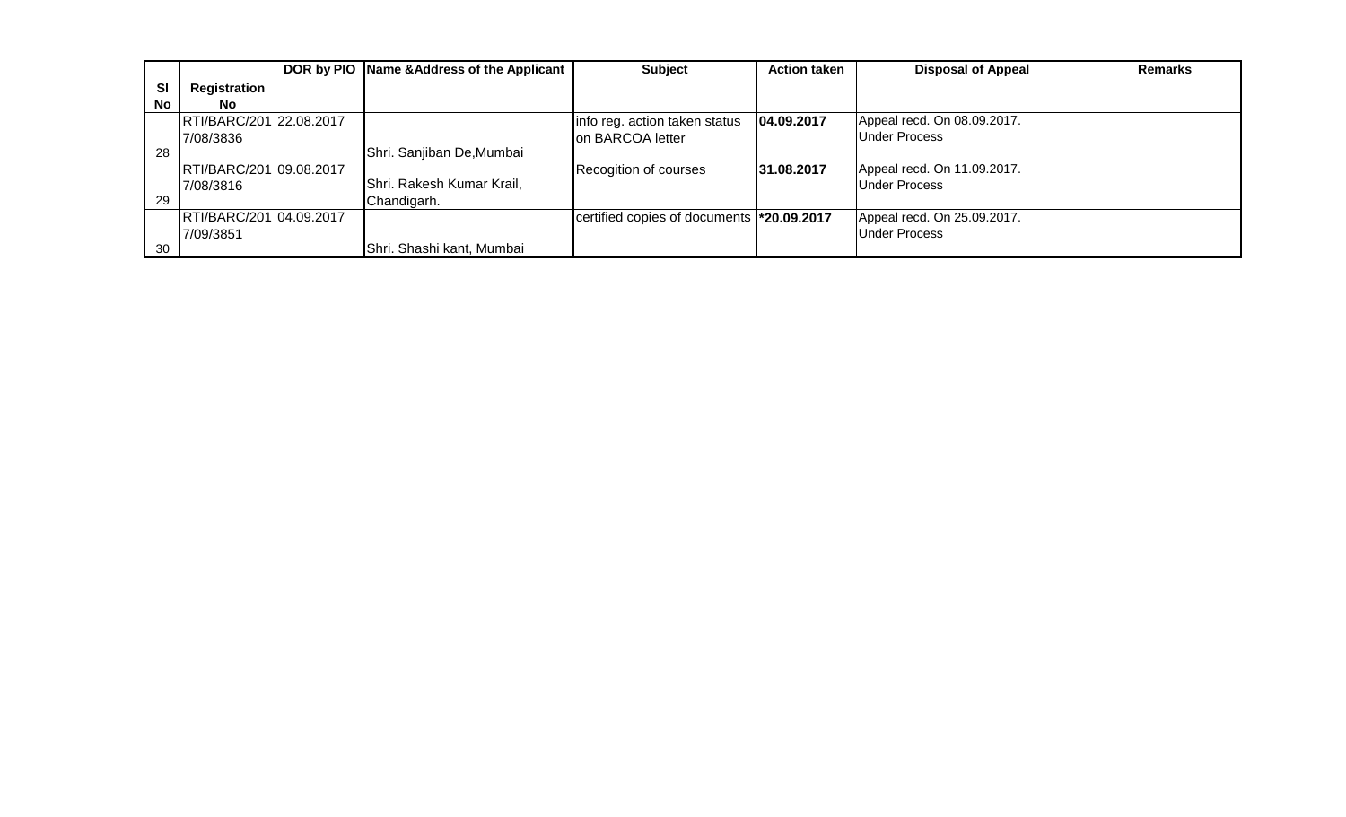| Sl No | Registration No | DOR by PIO | Name &Address of the Applicant | Subject | Action taken | Disposal of Appeal | Remarks |
|---|---|---|---|---|---|---|---|
| 28 | RTI/BARC/2017/08/3836 | 22.08.2017 | Shri. Sanjiban De,Mumbai | info reg. action taken status on BARCOA letter | **04.09.2017** | Appeal recd. On 08.09.2017. Under Process | |
| 29 | RTI/BARC/2017/08/3816 | 09.08.2017 | Shri. Rakesh Kumar Krail, Chandigarh. | Recogition of courses | **31.08.2017** | Appeal recd. On 11.09.2017. Under Process | |
| 30 | RTI/BARC/2017/09/3851 | 04.09.2017 | Shri. Shashi kant, Mumbai | certified copies of documents | **\*20.09.2017** | Appeal recd. On 25.09.2017. Under Process | |